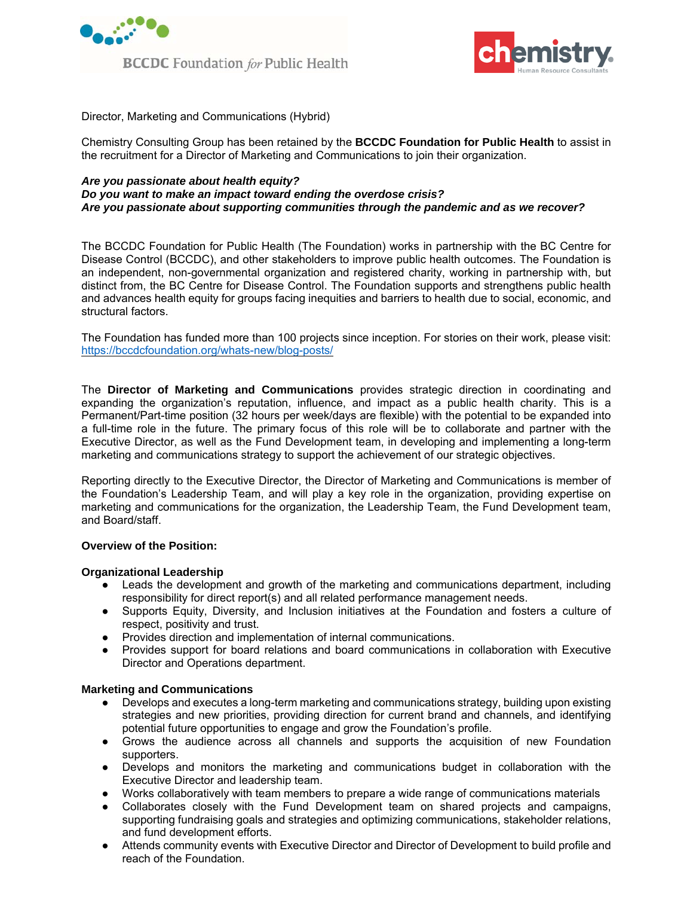Director, Marketing and Communications (Hybrid)

Chemistry Consulting Group has been retained by the **BCCDC Foundation for Public Health** to assist in the recruitment for a Director of Marketing and Communications to join their organization.

***Are you passionate about health equity?***
***Do you want to make an impact toward ending the overdose crisis?***
***Are you passionate about supporting communities through the pandemic and as we recover?***

The BCCDC Foundation for Public Health (The Foundation) works in partnership with the BC Centre for Disease Control (BCCDC), and other stakeholders to improve public health outcomes. The Foundation is an independent, non-governmental organization and registered charity, working in partnership with, but distinct from, the BC Centre for Disease Control. The Foundation supports and strengthens public health and advances health equity for groups facing inequities and barriers to health due to social, economic, and structural factors.

The Foundation has funded more than 100 projects since inception. For stories on their work, please visit: https://bccdcfoundation.org/whats-new/blog-posts/

The **Director of Marketing and Communications** provides strategic direction in coordinating and expanding the organization's reputation, influence, and impact as a public health charity. This is a Permanent/Part-time position (32 hours per week/days are flexible) with the potential to be expanded into a full-time role in the future. The primary focus of this role will be to collaborate and partner with the Executive Director, as well as the Fund Development team, in developing and implementing a long-term marketing and communications strategy to support the achievement of our strategic objectives.

Reporting directly to the Executive Director, the Director of Marketing and Communications is member of the Foundation's Leadership Team, and will play a key role in the organization, providing expertise on marketing and communications for the organization, the Leadership Team, the Fund Development team, and Board/staff.

**Overview of the Position:**

**Organizational Leadership**

- Leads the development and growth of the marketing and communications department, including responsibility for direct report(s) and all related performance management needs.
- Supports Equity, Diversity, and Inclusion initiatives at the Foundation and fosters a culture of respect, positivity and trust.
- Provides direction and implementation of internal communications.
- Provides support for board relations and board communications in collaboration with Executive Director and Operations department.

**Marketing and Communications**

- Develops and executes a long-term marketing and communications strategy, building upon existing strategies and new priorities, providing direction for current brand and channels, and identifying potential future opportunities to engage and grow the Foundation's profile.
- Grows the audience across all channels and supports the acquisition of new Foundation supporters.
- Develops and monitors the marketing and communications budget in collaboration with the Executive Director and leadership team.
- Works collaboratively with team members to prepare a wide range of communications materials
- Collaborates closely with the Fund Development team on shared projects and campaigns, supporting fundraising goals and strategies and optimizing communications, stakeholder relations, and fund development efforts.
- Attends community events with Executive Director and Director of Development to build profile and reach of the Foundation.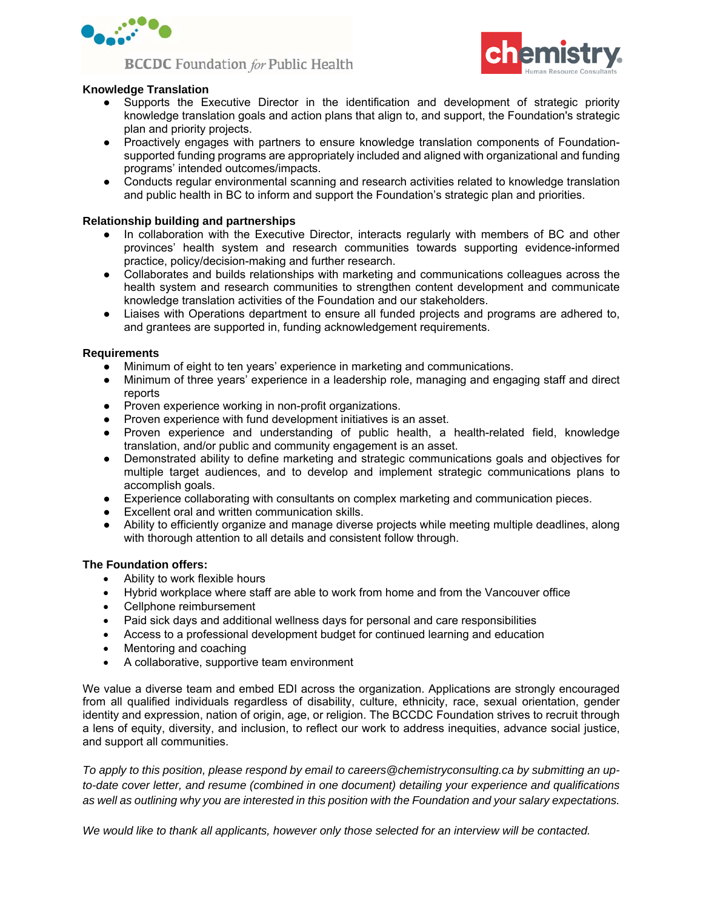**Knowledge Translation**

- Supports the Executive Director in the identification and development of strategic priority knowledge translation goals and action plans that align to, and support, the Foundation's strategic plan and priority projects.
- Proactively engages with partners to ensure knowledge translation components of Foundation-supported funding programs are appropriately included and aligned with organizational and funding programs' intended outcomes/impacts.
- Conducts regular environmental scanning and research activities related to knowledge translation and public health in BC to inform and support the Foundation's strategic plan and priorities.

**Relationship building and partnerships**

- In collaboration with the Executive Director, interacts regularly with members of BC and other provinces' health system and research communities towards supporting evidence-informed practice, policy/decision-making and further research.
- Collaborates and builds relationships with marketing and communications colleagues across the health system and research communities to strengthen content development and communicate knowledge translation activities of the Foundation and our stakeholders.
- Liaises with Operations department to ensure all funded projects and programs are adhered to, and grantees are supported in, funding acknowledgement requirements.

**Requirements**

- Minimum of eight to ten years' experience in marketing and communications.
- Minimum of three years' experience in a leadership role, managing and engaging staff and direct reports
- Proven experience working in non-profit organizations.
- Proven experience with fund development initiatives is an asset.
- Proven experience and understanding of public health, a health-related field, knowledge translation, and/or public and community engagement is an asset.
- Demonstrated ability to define marketing and strategic communications goals and objectives for multiple target audiences, and to develop and implement strategic communications plans to accomplish goals.
- Experience collaborating with consultants on complex marketing and communication pieces.
- Excellent oral and written communication skills.
- Ability to efficiently organize and manage diverse projects while meeting multiple deadlines, along with thorough attention to all details and consistent follow through.

**The Foundation offers:**

- Ability to work flexible hours
- Hybrid workplace where staff are able to work from home and from the Vancouver office
- Cellphone reimbursement
- Paid sick days and additional wellness days for personal and care responsibilities
- Access to a professional development budget for continued learning and education
- Mentoring and coaching
- A collaborative, supportive team environment

We value a diverse team and embed EDI across the organization. Applications are strongly encouraged from all qualified individuals regardless of disability, culture, ethnicity, race, sexual orientation, gender identity and expression, nation of origin, age, or religion. The BCCDC Foundation strives to recruit through a lens of equity, diversity, and inclusion, to reflect our work to address inequities, advance social justice, and support all communities.

*To apply to this position, please respond by email to careers@chemistryconsulting.ca by submitting an up-to-date cover letter, and resume (combined in one document) detailing your experience and qualifications as well as outlining why you are interested in this position with the Foundation and your salary expectations.*

*We would like to thank all applicants, however only those selected for an interview will be contacted.*